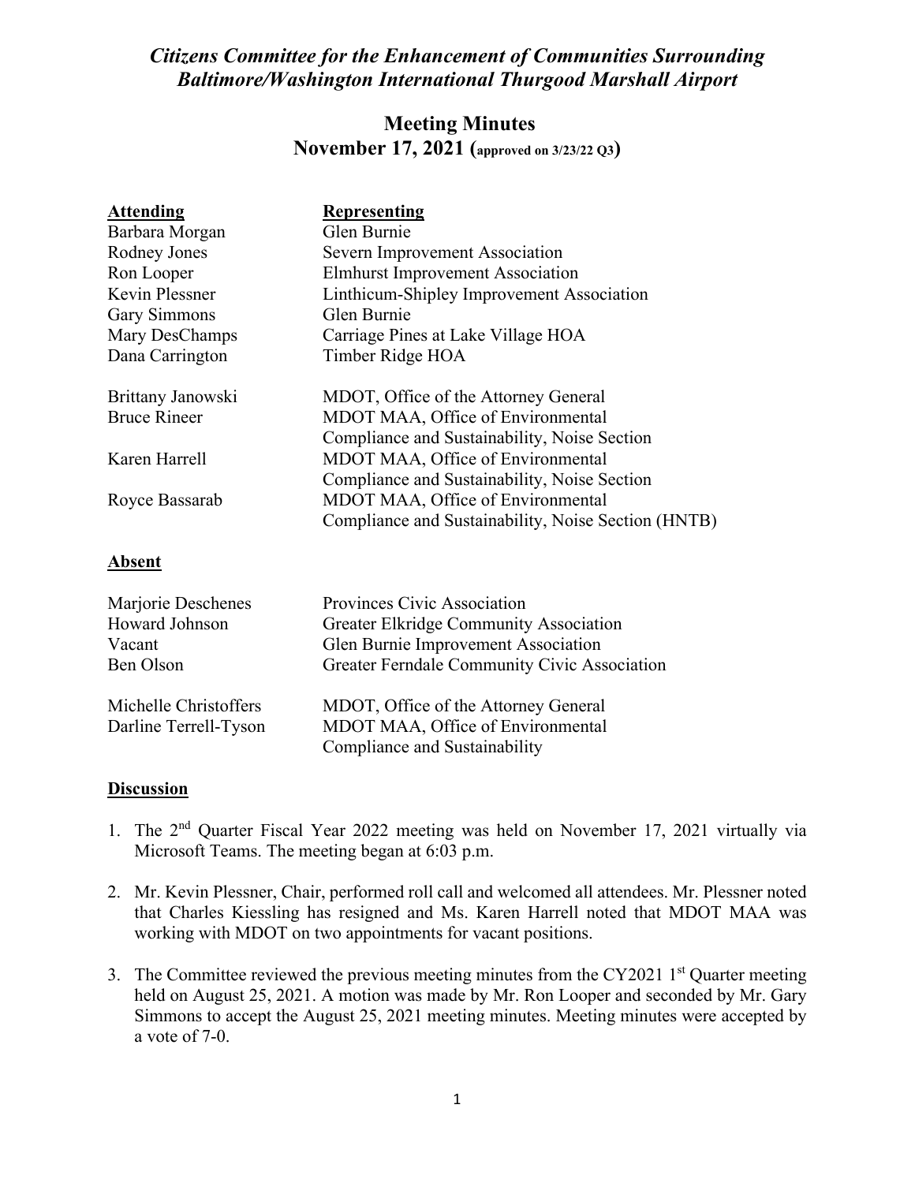# *Citizens Committee for the Enhancement of Communities Surrounding Baltimore/Washington International Thurgood Marshall Airport*

## Meeting Minutes
## November 17, 2021 (approved on 3/23/22 Q3)

| **Attending** | **Representing** |
|---|---|
| Barbara Morgan | Glen Burnie |
| Rodney Jones | Severn Improvement Association |
| Ron Looper | Elmhurst Improvement Association |
| Kevin Plessner | Linthicum-Shipley Improvement Association |
| Gary Simmons | Glen Burnie |
| Mary DesChamps | Carriage Pines at Lake Village HOA |
| Dana Carrington | Timber Ridge HOA |
| Brittany Janowski | MDOT, Office of the Attorney General |
| Bruce Rineer | MDOT MAA, Office of Environmental Compliance and Sustainability, Noise Section |
| Karen Harrell | MDOT MAA, Office of Environmental Compliance and Sustainability, Noise Section |
| Royce Bassarab | MDOT MAA, Office of Environmental Compliance and Sustainability, Noise Section (HNTB) |

**Absent**

| | |
|---|---|
| Marjorie Deschenes | Provinces Civic Association |
| Howard Johnson | Greater Elkridge Community Association |
| Vacant | Glen Burnie Improvement Association |
| Ben Olson | Greater Ferndale Community Civic Association |
| Michelle Christoffers | MDOT, Office of the Attorney General |
| Darline Terrell-Tyson | MDOT MAA, Office of Environmental Compliance and Sustainability |

**Discussion**

1. The 2nd Quarter Fiscal Year 2022 meeting was held on November 17, 2021 virtually via Microsoft Teams. The meeting began at 6:03 p.m.

2. Mr. Kevin Plessner, Chair, performed roll call and welcomed all attendees. Mr. Plessner noted that Charles Kiessling has resigned and Ms. Karen Harrell noted that MDOT MAA was working with MDOT on two appointments for vacant positions.

3. The Committee reviewed the previous meeting minutes from the CY2021 1st Quarter meeting held on August 25, 2021. A motion was made by Mr. Ron Looper and seconded by Mr. Gary Simmons to accept the August 25, 2021 meeting minutes. Meeting minutes were accepted by a vote of 7-0.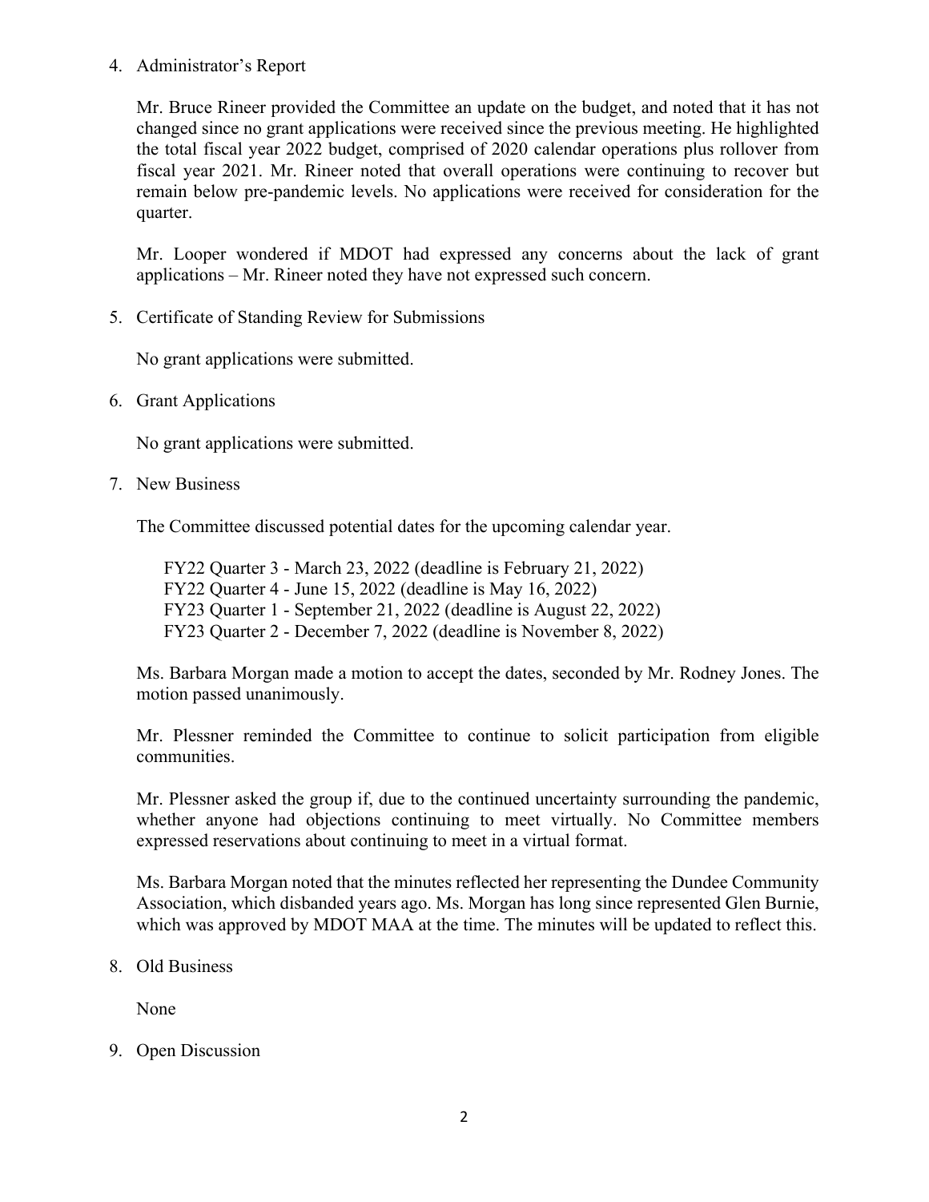4. Administrator's Report

   Mr. Bruce Rineer provided the Committee an update on the budget, and noted that it has not changed since no grant applications were received since the previous meeting. He highlighted the total fiscal year 2022 budget, comprised of 2020 calendar operations plus rollover from fiscal year 2021. Mr. Rineer noted that overall operations were continuing to recover but remain below pre-pandemic levels. No applications were received for consideration for the quarter.

   Mr. Looper wondered if MDOT had expressed any concerns about the lack of grant applications – Mr. Rineer noted they have not expressed such concern.

5. Certificate of Standing Review for Submissions

   No grant applications were submitted.

6. Grant Applications

   No grant applications were submitted.

7. New Business

   The Committee discussed potential dates for the upcoming calendar year.

   FY22 Quarter 3 - March 23, 2022 (deadline is February 21, 2022)
   FY22 Quarter 4 - June 15, 2022 (deadline is May 16, 2022)
   FY23 Quarter 1 - September 21, 2022 (deadline is August 22, 2022)
   FY23 Quarter 2 - December 7, 2022 (deadline is November 8, 2022)

   Ms. Barbara Morgan made a motion to accept the dates, seconded by Mr. Rodney Jones. The motion passed unanimously.

   Mr. Plessner reminded the Committee to continue to solicit participation from eligible communities.

   Mr. Plessner asked the group if, due to the continued uncertainty surrounding the pandemic, whether anyone had objections continuing to meet virtually. No Committee members expressed reservations about continuing to meet in a virtual format.

   Ms. Barbara Morgan noted that the minutes reflected her representing the Dundee Community Association, which disbanded years ago. Ms. Morgan has long since represented Glen Burnie, which was approved by MDOT MAA at the time. The minutes will be updated to reflect this.

8. Old Business

   None

9. Open Discussion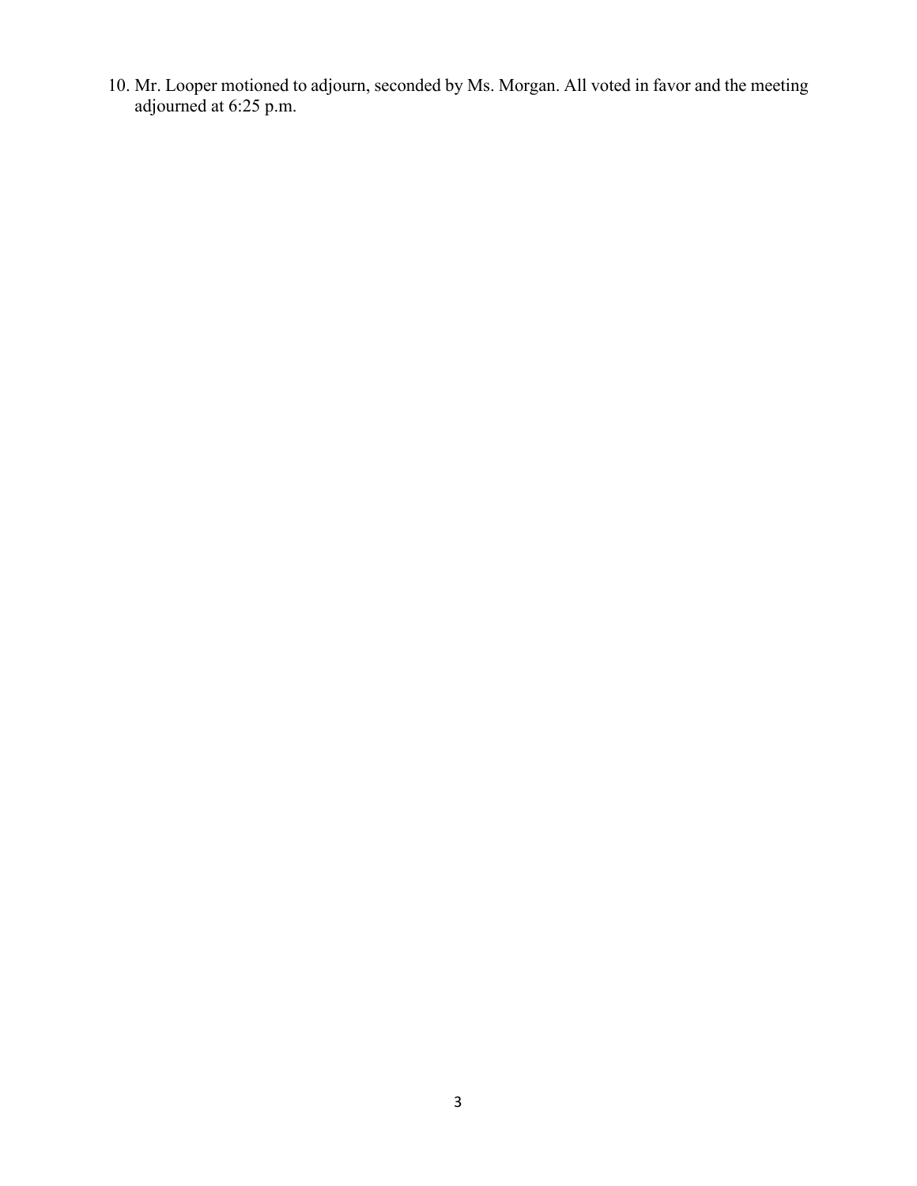10. Mr. Looper motioned to adjourn, seconded by Ms. Morgan. All voted in favor and the meeting adjourned at 6:25 p.m.